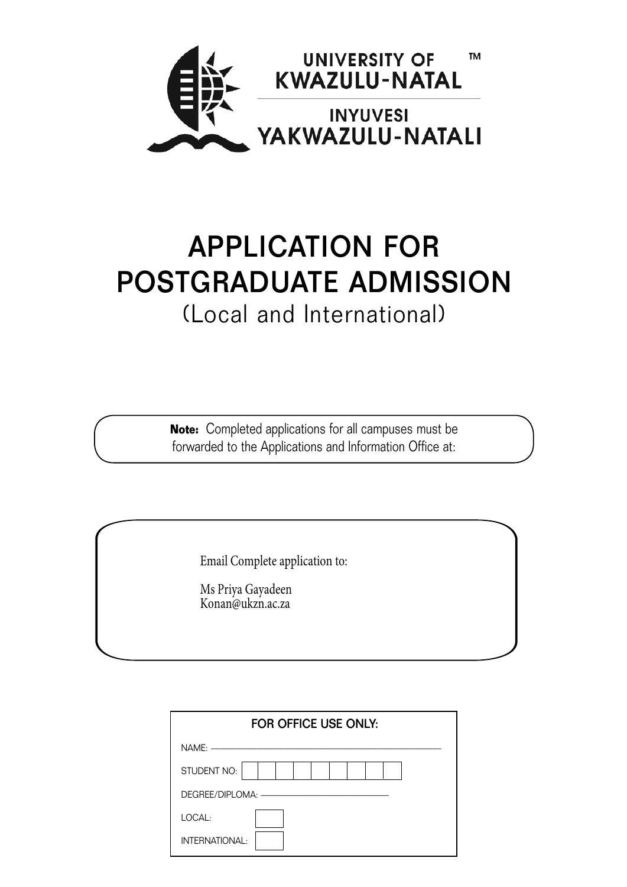UNIVERSITY OF KWAZULU-NATAL ™

INYUVESI YAKWAZULU-NATALI

# APPLICATION FOR POSTGRADUATE ADMISSION

(Local and International)

**Note:** Completed applications for all campuses must be forwarded to the Applications and Information Office at:

Email Complete application to:

Ms Priya Gayadeen
Konan@ukzn.ac.za

| FOR OFFICE USE ONLY: |
|---|
| NAME: ___________ |
| STUDENT NO: |
| DEGREE/DIPLOMA: ___________ |
| LOCAL: |
| INTERNATIONAL: |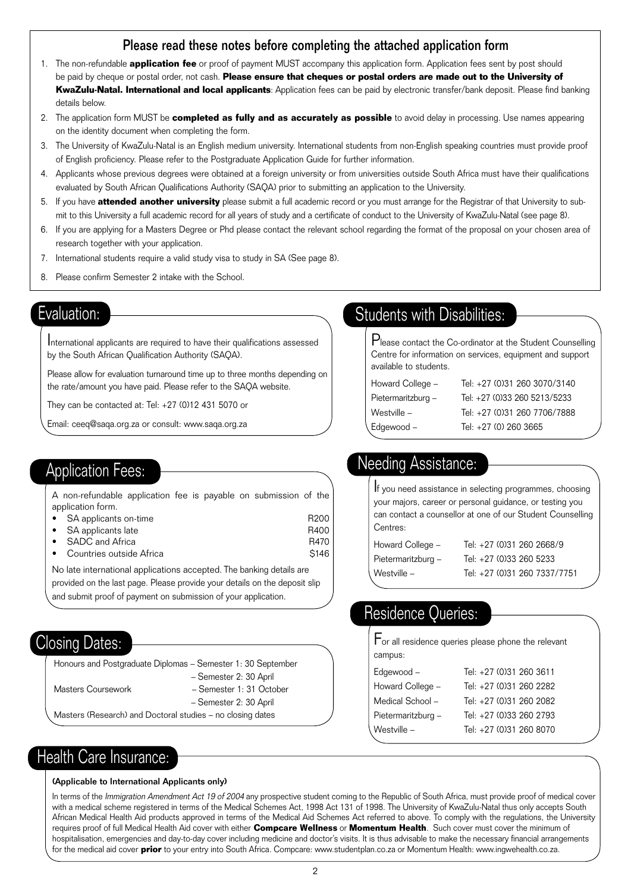## Please read these notes before completing the attached application form

1. The non-refundable **application fee** or proof of payment MUST accompany this application form. Application fees sent by post should be paid by cheque or postal order, not cash. **Please ensure that cheques or postal orders are made out to the University of KwaZulu-Natal. International and local applicants**: Application fees can be paid by electronic transfer/bank deposit. Please find banking details below.
2. The application form MUST be **completed as fully and as accurately as possible** to avoid delay in processing. Use names appearing on the identity document when completing the form.
3. The University of KwaZulu-Natal is an English medium university. International students from non-English speaking countries must provide proof of English proficiency. Please refer to the Postgraduate Application Guide for further information.
4. Applicants whose previous degrees were obtained at a foreign university or from universities outside South Africa must have their qualifications evaluated by South African Qualifications Authority (SAQA) prior to submitting an application to the University.
5. If you have **attended another university** please submit a full academic record or you must arrange for the Registrar of that University to submit to this University a full academic record for all years of study and a certificate of conduct to the University of KwaZulu-Natal (see page 8).
6. If you are applying for a Masters Degree or Phd please contact the relevant school regarding the format of the proposal on your chosen area of research together with your application.
7. International students require a valid study visa to study in SA (See page 8).
8. Please confirm Semester 2 intake with the School.

## Evaluation:

International applicants are required to have their qualifications assessed by the South African Qualification Authority (SAQA).

Please allow for evaluation turnaround time up to three months depending on the rate/amount you have paid. Please refer to the SAQA website.

They can be contacted at: Tel: +27 (0)12 431 5070 or

Email: ceeq@saqa.org.za or consult: www.saqa.org.za

## Application Fees:

A non-refundable application fee is payable on submission of the application form.

| | |
|---|---|
| • SA applicants on-time | R200 |
| • SA applicants late | R400 |
| • SADC and Africa | R470 |
| • Countries outside Africa | $146 |

No late international applications accepted. The banking details are provided on the last page. Please provide your details on the deposit slip and submit proof of payment on submission of your application.

## Closing Dates:

| | |
|---|---|
| Honours and Postgraduate Diplomas | – Semester 1: 30 September |
| | – Semester 2: 30 April |
| Masters Coursework | – Semester 1: 31 October |
| | – Semester 2: 30 April |

Masters (Research) and Doctoral studies – no closing dates

## Students with Disabilities:

Please contact the Co-ordinator at the Student Counselling Centre for information on services, equipment and support available to students.

| | |
|---|---|
| Howard College – | Tel: +27 (0)31 260 3070/3140 |
| Pietermaritzburg – | Tel: +27 (0)33 260 5213/5233 |
| Westville – | Tel: +27 (0)31 260 7706/7888 |
| Edgewood – | Tel: +27 (0) 260 3665 |

## Needing Assistance:

If you need assistance in selecting programmes, choosing your majors, career or personal guidance, or testing you can contact a counsellor at one of our Student Counselling Centres:

| | |
|---|---|
| Howard College – | Tel: +27 (0)31 260 2668/9 |
| Pietermaritzburg – | Tel: +27 (0)33 260 5233 |
| Westville – | Tel: +27 (0)31 260 7337/7751 |

## Residence Queries:

For all residence queries please phone the relevant campus:

| | |
|---|---|
| Edgewood – | Tel: +27 (0)31 260 3611 |
| Howard College – | Tel: +27 (0)31 260 2282 |
| Medical School – | Tel: +27 (0)31 260 2082 |
| Pietermaritzburg – | Tel: +27 (0)33 260 2793 |
| Westville – | Tel: +27 (0)31 260 8070 |

## Health Care Insurance:

**(Applicable to International Applicants only)**

In terms of the *Immigration Amendment Act 19 of 2004* any prospective student coming to the Republic of South Africa, must provide proof of medical cover with a medical scheme registered in terms of the Medical Schemes Act, 1998 Act 131 of 1998. The University of KwaZulu-Natal thus only accepts South African Medical Health Aid products approved in terms of the Medical Aid Schemes Act referred to above. To comply with the regulations, the University requires proof of full Medical Health Aid cover with either **Compcare Wellness** or **Momentum Health**. Such cover must cover the minimum of hospitalisation, emergencies and day-to-day cover including medicine and doctor's visits. It is thus advisable to make the necessary financial arrangements for the medical aid cover **prior** to your entry into South Africa. Compcare: www.studentplan.co.za or Momentum Health: www.ingwehealth.co.za.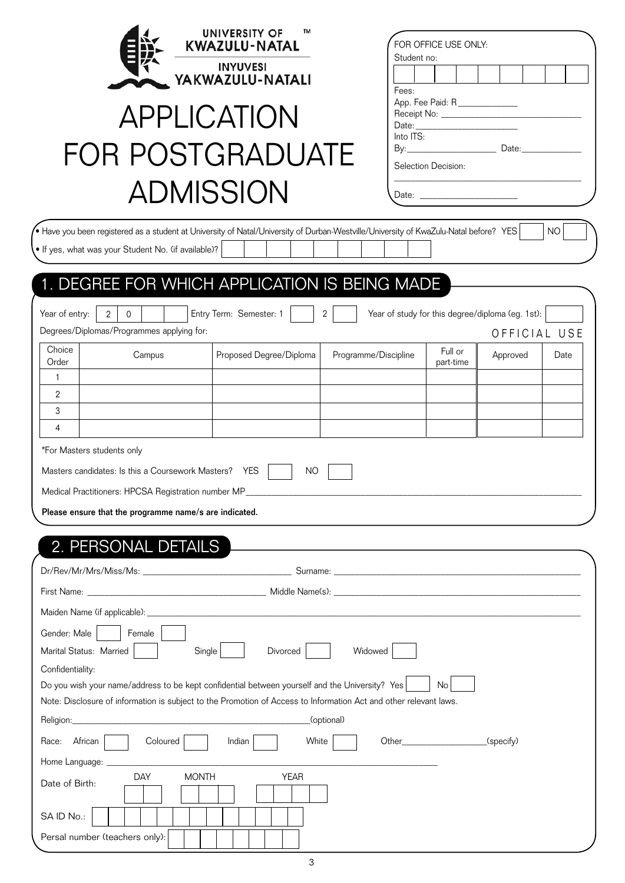UNIVERSITY OF KWAZULU-NATAL
INYUVESI YAKWAZULU-NATALI

# APPLICATION FOR POSTGRADUATE ADMISSION

FOR OFFICE USE ONLY:
Student no:

Fees:
App. Fee Paid: R____________
Receipt No: ____________
Date: ____________
Into ITS:
By: ____________ Date: ____________
Selection Decision:
____________
Date: ____________

- Have you been registered as a student at University of Natal/University of Durban-Westville/University of KwaZulu-Natal before? YES [ ] NO [ ]
- If yes, what was your Student No. (if available)?

## 1. DEGREE FOR WHICH APPLICATION IS BEING MADE

Year of entry: 2 0 __ __ Entry Term: Semester: 1 [ ] 2 [ ] Year of study for this degree/diploma (eg. 1st): [ ]

Degrees/Diplomas/Programmes applying for:

| Choice Order | Campus | Proposed Degree/Diploma | Programme/Discipline | Full or part-time | OFFICIAL USE Approved | Date |
|---|---|---|---|---|---|---|
| 1 | | | | | | |
| 2 | | | | | | |
| 3 | | | | | | |
| 4 | | | | | | |

*For Masters students only

Masters candidates: Is this a Coursework Masters? YES [ ] NO [ ]

Medical Practitioners: HPCSA Registration number MP____________

**Please ensure that the programme name/s are indicated.**

## 2. PERSONAL DETAILS

Dr/Rev/Mr/Mrs/Miss/Ms: ____________ Surname: ____________

First Name: ____________ Middle Name(s): ____________

Maiden Name (if applicable): ____________

Gender: Male [ ] Female [ ]

Marital Status: Married [ ] Single [ ] Divorced [ ] Widowed [ ]

Confidentiality:

Do you wish your name/address to be kept confidential between yourself and the University? Yes [ ] No [ ]

Note: Disclosure of information is subject to the Promotion of Access to Information Act and other relevant laws.

Religion: ____________ (optional)

Race: African [ ] Coloured [ ] Indian [ ] White [ ] Other____________ (specify)

Home Language: ____________

Date of Birth: DAY [ ] MONTH [ ] YEAR [ ]

SA ID No.: [ ]

Persal number (teachers only): [ ]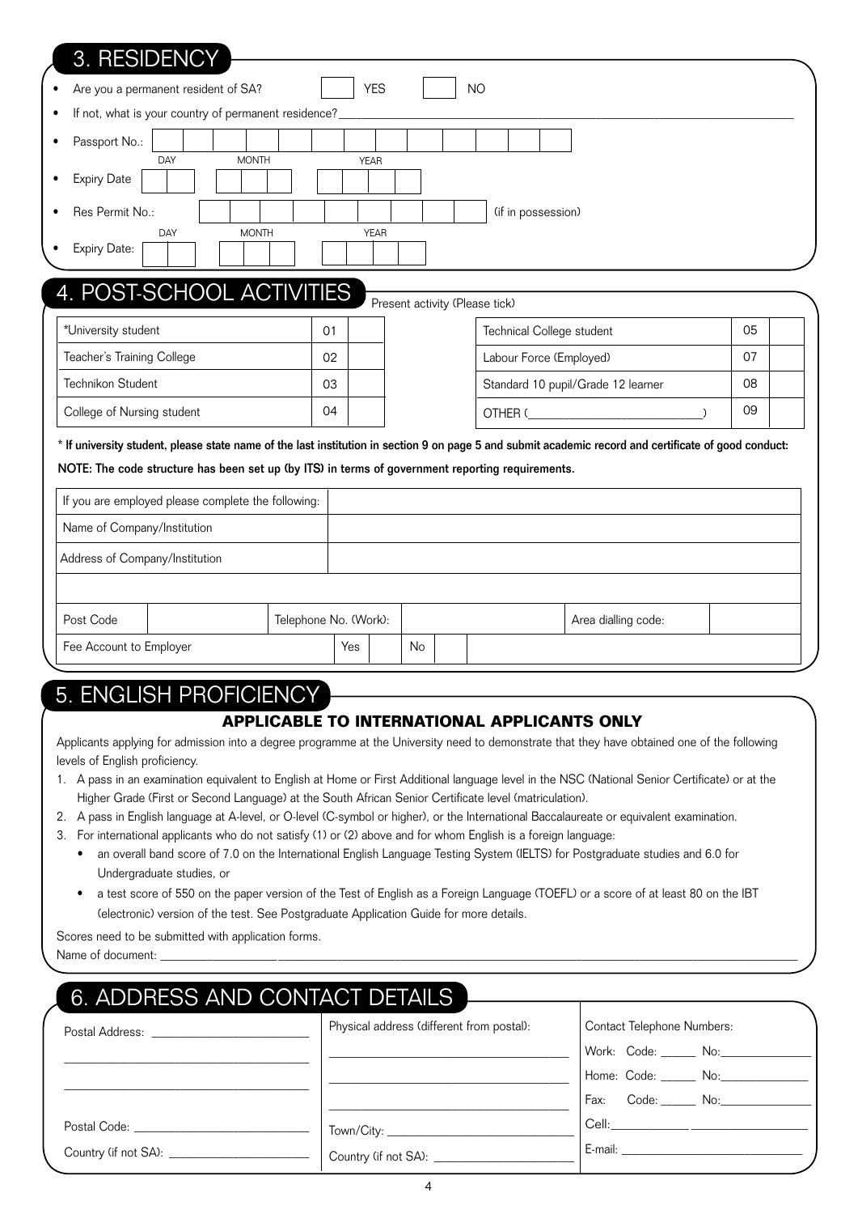## 3. RESIDENCY

- Are you a permanent resident of SA? ☐ YES ☐ NO
- If not, what is your country of permanent residence? ______________________________
- Passport No.: ☐☐☐☐☐☐☐☐☐☐☐☐☐
- Expiry Date: DAY ☐☐ MONTH ☐☐☐ YEAR ☐☐☐☐
- Res Permit No.: ☐☐☐☐☐☐☐☐☐ (if in possession)
- Expiry Date: DAY ☐☐ MONTH ☐☐☐ YEAR ☐☐☐☐

## 4. POST-SCHOOL ACTIVITIES

Present activity (Please tick)

| | | | | | |
|---|---|---|---|---|---|
| *University student | 01 | | Technical College student | 05 | |
| Teacher's Training College | 02 | | Labour Force (Employed) | 07 | |
| Technikon Student | 03 | | Standard 10 pupil/Grade 12 learner | 08 | |
| College of Nursing student | 04 | | OTHER (______________________) | 09 | |

**\* If university student, please state name of the last institution in section 9 on page 5 and submit academic record and certificate of good conduct:**

**NOTE: The code structure has been set up (by ITS) in terms of government reporting requirements.**

| If you are employed please complete the following: | | | | | | |
|---|---|---|---|---|---|---|
| Name of Company/Institution | | | | | | |
| Address of Company/Institution | | | | | | |
| | | | | | | |
| Post Code | | Telephone No. (Work): | | | Area dialling code: | |
| Fee Account to Employer | | Yes | | No | | |

## 5. ENGLISH PROFICIENCY

**APPLICABLE TO INTERNATIONAL APPLICANTS ONLY**

Applicants applying for admission into a degree programme at the University need to demonstrate that they have obtained one of the following levels of English proficiency.

1. A pass in an examination equivalent to English at Home or First Additional language level in the NSC (National Senior Certificate) or at the Higher Grade (First or Second Language) at the South African Senior Certificate level (matriculation).
2. A pass in English language at A-level, or O-level (C-symbol or higher), or the International Baccalaureate or equivalent examination.
3. For international applicants who do not satisfy (1) or (2) above and for whom English is a foreign language:
   - an overall band score of 7.0 on the International English Language Testing System (IELTS) for Postgraduate studies and 6.0 for Undergraduate studies, or
   - a test score of 550 on the paper version of the Test of English as a Foreign Language (TOEFL) or a score of at least 80 on the IBT (electronic) version of the test. See Postgraduate Application Guide for more details.

Scores need to be submitted with application forms.

Name of document: ______________________________

## 6. ADDRESS AND CONTACT DETAILS

| Postal Address: | Physical address (different from postal): | Contact Telephone Numbers: |
|---|---|---|
| ______________________ | ______________________ | Work: Code: ______ No: ______ |
| ______________________ | ______________________ | Home: Code: ______ No: ______ |
| | ______________________ | Fax: Code: ______ No: ______ |
| Postal Code: ______________ | Town/City: ______________ | Cell: ______________ |
| Country (if not SA): ______________ | Country (if not SA): ______________ | E-mail: ______________ |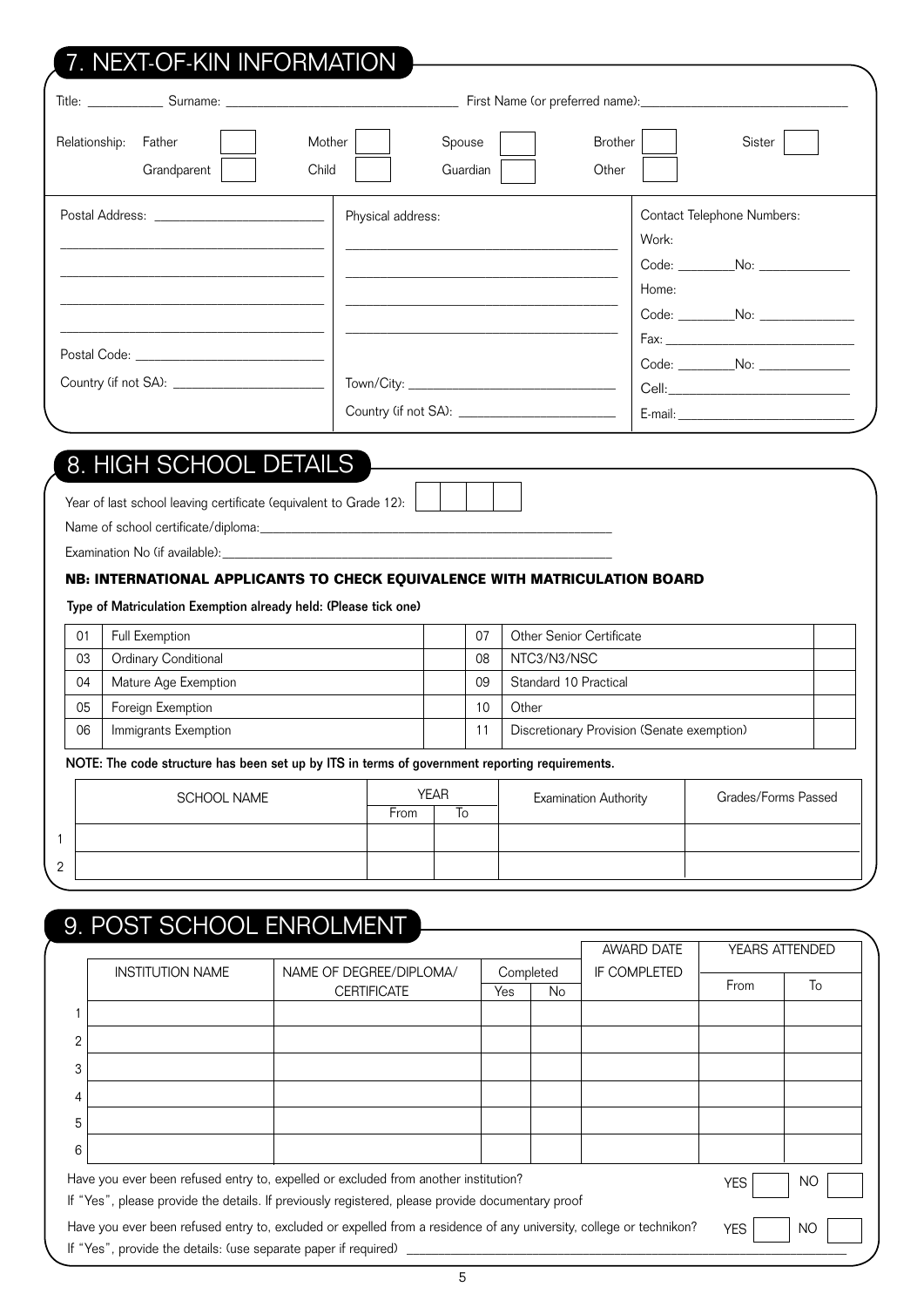## 7. NEXT-OF-KIN INFORMATION

Title: ___________ Surname: ___________________________________ First Name (or preferred name): ______________________________

Relationship: Father ☐ Mother ☐ Spouse ☐ Brother ☐ Sister ☐

Grandparent ☐ Child ☐ Guardian ☐ Other ☐

Postal Address: ________________________

______________________________________

______________________________________

______________________________________

______________________________________

Postal Code: ___________________________

Country (if not SA): _____________________

Physical address:

______________________________________

______________________________________

______________________________________

______________________________________

Town/City: ______________________________

Country (if not SA): ______________________

Contact Telephone Numbers:

Work:

Code: ________No: _____________

Home:

Code: ________No: _____________

Fax: ___________________________

Code: ________No: _____________

Cell: ___________________________

E-mail: _________________________

## 8. HIGH SCHOOL DETAILS

Year of last school leaving certificate (equivalent to Grade 12): ☐☐☐☐

Name of school certificate/diploma: ______________________________________________________

Examination No (if available): __________________________________________________________

**NB: INTERNATIONAL APPLICANTS TO CHECK EQUIVALENCE WITH MATRICULATION BOARD**

**Type of Matriculation Exemption already held: (Please tick one)**

| | | | | | |
|---|---|---|---|---|---|
| 01 | Full Exemption | | 07 | Other Senior Certificate | |
| 03 | Ordinary Conditional | | 08 | NTC3/N3/NSC | |
| 04 | Mature Age Exemption | | 09 | Standard 10 Practical | |
| 05 | Foreign Exemption | | 10 | Other | |
| 06 | Immigrants Exemption | | 11 | Discretionary Provision (Senate exemption) | |

**NOTE: The code structure has been set up by ITS in terms of government reporting requirements.**

| | SCHOOL NAME | YEAR | | Examination Authority | Grades/Forms Passed |
|---|---|---|---|---|---|
| | | From | To | | |
| 1 | | | | | |
| 2 | | | | | |

## 9. POST SCHOOL ENROLMENT

| | INSTITUTION NAME | NAME OF DEGREE/DIPLOMA/ CERTIFICATE | Completed | | AWARD DATE IF COMPLETED | YEARS ATTENDED | |
|---|---|---|---|---|---|---|---|
| | | | Yes | No | | From | To |
| 1 | | | | | | | |
| 2 | | | | | | | |
| 3 | | | | | | | |
| 4 | | | | | | | |
| 5 | | | | | | | |
| 6 | | | | | | | |

Have you ever been refused entry to, expelled or excluded from another institution? YES ☐ NO ☐

If "Yes", please provide the details. If previously registered, please provide documentary proof

Have you ever been refused entry to, excluded or expelled from a residence of any university, college or technikon? YES ☐ NO ☐

If "Yes", provide the details: (use separate paper if required) ____________________________________________________________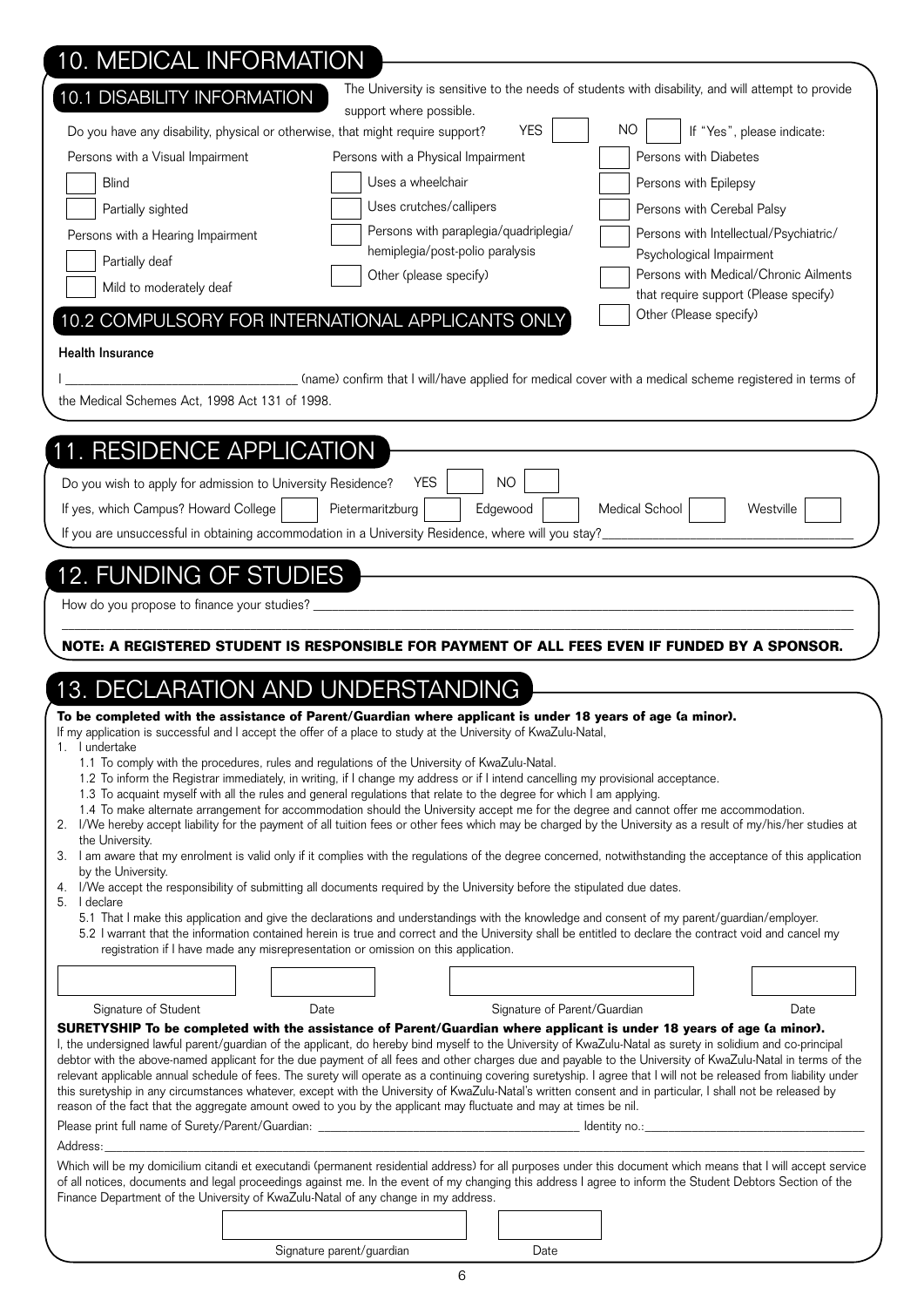## 10. MEDICAL INFORMATION

### 10.1 DISABILITY INFORMATION

The University is sensitive to the needs of students with disability, and will attempt to provide support where possible.

Do you have any disability, physical or otherwise, that might require support? YES ☐ NO ☐ If "Yes", please indicate:

Persons with a Visual Impairment

- ☐ Blind
- ☐ Partially sighted

Persons with a Hearing Impairment

- ☐ Partially deaf
- ☐ Mild to moderately deaf

Persons with a Physical Impairment

- ☐ Uses a wheelchair
- ☐ Uses crutches/callipers
- ☐ Persons with paraplegia/quadriplegia/ hemiplegia/post-polio paralysis
- ☐ Other (please specify)

- ☐ Persons with Diabetes
- ☐ Persons with Epilepsy
- ☐ Persons with Cerebal Palsy
- ☐ Persons with Intellectual/Psychiatric/ Psychological Impairment
- ☐ Persons with Medical/Chronic Ailments that require support (Please specify)
- ☐ Other (Please specify)

### 10.2 COMPULSORY FOR INTERNATIONAL APPLICANTS ONLY

**Health Insurance**

I _________________________ (name) confirm that I will/have applied for medical cover with a medical scheme registered in terms of the Medical Schemes Act, 1998 Act 131 of 1998.

## 11. RESIDENCE APPLICATION

Do you wish to apply for admission to University Residence? YES ☐ NO ☐

If yes, which Campus? Howard College ☐ Pietermaritzburg ☐ Edgewood ☐ Medical School ☐ Westville ☐

If you are unsuccessful in obtaining accommodation in a University Residence, where will you stay? _________________________

## 12. FUNDING OF STUDIES

How do you propose to finance your studies? _________________________

**NOTE: A REGISTERED STUDENT IS RESPONSIBLE FOR PAYMENT OF ALL FEES EVEN IF FUNDED BY A SPONSOR.**

## 13. DECLARATION AND UNDERSTANDING

**To be completed with the assistance of Parent/Guardian where applicant is under 18 years of age (a minor).**

If my application is successful and I accept the offer of a place to study at the University of KwaZulu-Natal,

1. I undertake
   1.1 To comply with the procedures, rules and regulations of the University of KwaZulu-Natal.
   1.2 To inform the Registrar immediately, in writing, if I change my address or if I intend cancelling my provisional acceptance.
   1.3 To acquaint myself with all the rules and general regulations that relate to the degree for which I am applying.
   1.4 To make alternate arrangement for accommodation should the University accept me for the degree and cannot offer me accommodation.
2. I/We hereby accept liability for the payment of all tuition fees or other fees which may be charged by the University as a result of my/his/her studies at the University.
3. I am aware that my enrolment is valid only if it complies with the regulations of the degree concerned, notwithstanding the acceptance of this application by the University.
4. I/We accept the responsibility of submitting all documents required by the University before the stipulated due dates.
5. I declare
   5.1 That I make this application and give the declarations and understandings with the knowledge and consent of my parent/guardian/employer.
   5.2 I warrant that the information contained herein is true and correct and the University shall be entitled to declare the contract void and cancel my registration if I have made any misrepresentation or omission on this application.

Signature of Student _______ Date _______ Signature of Parent/Guardian _______ Date _______

**SURETYSHIP To be completed with the assistance of Parent/Guardian where applicant is under 18 years of age (a minor).**

I, the undersigned lawful parent/guardian of the applicant, do hereby bind myself to the University of KwaZulu-Natal as surety in solidium and co-principal debtor with the above-named applicant for the due payment of all fees and other charges due and payable to the University of KwaZulu-Natal in terms of the relevant applicable annual schedule of fees. The surety will operate as a continuing covering suretyship. I agree that I will not be released from liability under this suretyship in any circumstances whatever, except with the University of KwaZulu-Natal's written consent and in particular, I shall not be released by reason of the fact that the aggregate amount owed to you by the applicant may fluctuate and may at times be nil.

Please print full name of Surety/Parent/Guardian: _________________________ Identity no.: _________________________

Address: _________________________

Which will be my domicilium citandi et executandi (permanent residential address) for all purposes under this document which means that I will accept service of all notices, documents and legal proceedings against me. In the event of my changing this address I agree to inform the Student Debtors Section of the Finance Department of the University of KwaZulu-Natal of any change in my address.

Signature parent/guardian _______ Date _______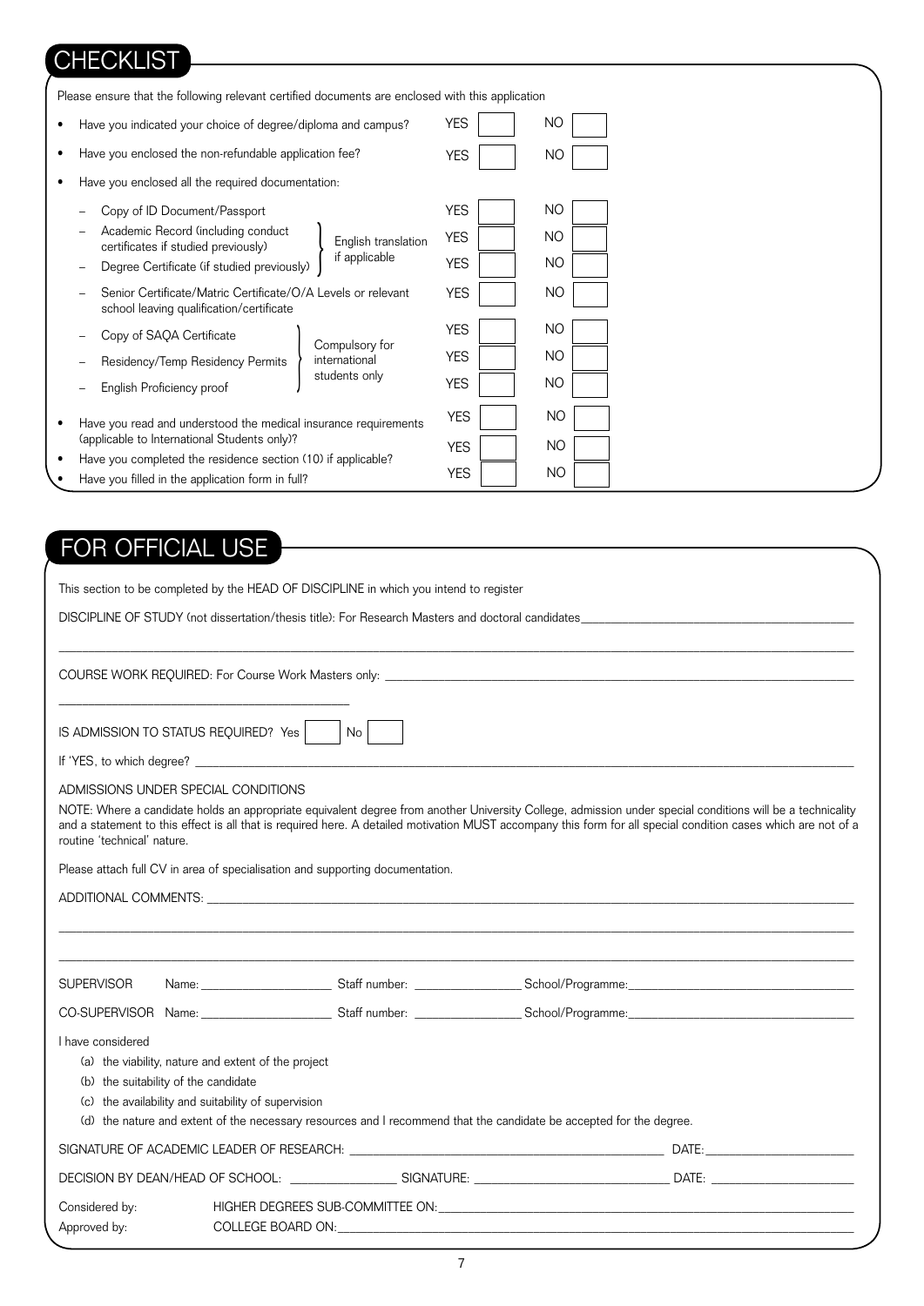## CHECKLIST

Please ensure that the following relevant certified documents are enclosed with this application

| | | | | | |
|---|---|---|---|---|---|
| • Have you indicated your choice of degree/diploma and campus? | | YES | ☐ | NO | ☐ |
| • Have you enclosed the non-refundable application fee? | | YES | ☐ | NO | ☐ |
| • Have you enclosed all the required documentation: | | | | | |
| – Copy of ID Document/Passport | | YES | ☐ | NO | ☐ |
| – Academic Record (including conduct certificates if studied previously) | English translation if applicable | YES | ☐ | NO | ☐ |
| – Degree Certificate (if studied previously) | English translation if applicable | YES | ☐ | NO | ☐ |
| – Senior Certificate/Matric Certificate/O/A Levels or relevant school leaving qualification/certificate | | YES | ☐ | NO | ☐ |
| – Copy of SAQA Certificate | Compulsory for international students only | YES | ☐ | NO | ☐ |
| – Residency/Temp Residency Permits | Compulsory for international students only | YES | ☐ | NO | ☐ |
| – English Proficiency proof | Compulsory for international students only | YES | ☐ | NO | ☐ |
| • Have you read and understood the medical insurance requirements (applicable to International Students only)? | | YES | ☐ | NO | ☐ |
| • Have you completed the residence section (10) if applicable? | | YES | ☐ | NO | ☐ |
| • Have you filled in the application form in full? | | YES | ☐ | NO | ☐ |

## FOR OFFICIAL USE

This section to be completed by the HEAD OF DISCIPLINE in which you intend to register

DISCIPLINE OF STUDY (not dissertation/thesis title): For Research Masters and doctoral candidates\_\_\_\_\_\_\_\_\_\_\_\_\_\_\_\_\_\_\_\_\_\_\_\_\_\_\_\_\_\_\_\_\_\_\_\_\_\_\_\_

\_\_\_\_\_\_\_\_\_\_\_\_\_\_\_\_\_\_\_\_\_\_\_\_\_\_\_\_\_\_\_\_\_\_\_\_\_\_\_\_\_\_\_\_\_\_\_\_\_\_\_\_\_\_\_\_\_\_\_\_\_\_\_\_\_\_\_\_\_\_\_\_\_\_\_\_\_\_

COURSE WORK REQUIRED: For Course Work Masters only: \_\_\_\_\_\_\_\_\_\_\_\_\_\_\_\_\_\_\_\_\_\_\_\_\_\_\_\_\_\_\_\_\_\_\_\_\_\_\_\_\_\_\_\_\_\_\_\_

\_\_\_\_\_\_\_\_\_\_\_\_\_\_\_\_\_\_\_\_\_\_\_\_\_\_\_\_\_\_\_\_\_\_\_\_\_\_\_\_

IS ADMISSION TO STATUS REQUIRED? Yes ☐ No ☐

If 'YES, to which degree? \_\_\_\_\_\_\_\_\_\_\_\_\_\_\_\_\_\_\_\_\_\_\_\_\_\_\_\_\_\_\_\_\_\_\_\_\_\_\_\_\_\_\_\_\_\_\_\_\_\_\_\_\_\_\_\_\_\_\_\_\_\_\_\_\_\_\_\_\_\_

ADMISSIONS UNDER SPECIAL CONDITIONS

NOTE: Where a candidate holds an appropriate equivalent degree from another University College, admission under special conditions will be a technicality and a statement to this effect is all that is required here. A detailed motivation MUST accompany this form for all special condition cases which are not of a routine 'technical' nature.

Please attach full CV in area of specialisation and supporting documentation.

ADDITIONAL COMMENTS: \_\_\_\_\_\_\_\_\_\_\_\_\_\_\_\_\_\_\_\_\_\_\_\_\_\_\_\_\_\_\_\_\_\_\_\_\_\_\_\_\_\_\_\_\_\_\_\_\_\_\_\_\_\_\_\_\_\_\_\_\_\_\_\_\_\_\_\_\_\_\_\_

\_\_\_\_\_\_\_\_\_\_\_\_\_\_\_\_\_\_\_\_\_\_\_\_\_\_\_\_\_\_\_\_\_\_\_\_\_\_\_\_\_\_\_\_\_\_\_\_\_\_\_\_\_\_\_\_\_\_\_\_\_\_\_\_\_\_\_\_\_\_\_\_\_\_\_\_\_\_

\_\_\_\_\_\_\_\_\_\_\_\_\_\_\_\_\_\_\_\_\_\_\_\_\_\_\_\_\_\_\_\_\_\_\_\_\_\_\_\_\_\_\_\_\_\_\_\_\_\_\_\_\_\_\_\_\_\_\_\_\_\_\_\_\_\_\_\_\_\_\_\_\_\_\_\_\_\_

SUPERVISOR Name: \_\_\_\_\_\_\_\_\_\_\_\_\_\_\_\_\_\_ Staff number: \_\_\_\_\_\_\_\_\_\_\_\_\_\_\_ School/Programme: \_\_\_\_\_\_\_\_\_\_\_\_\_\_\_\_\_\_\_\_\_\_\_\_\_\_\_\_\_\_

CO-SUPERVISOR Name: \_\_\_\_\_\_\_\_\_\_\_\_\_\_\_\_\_\_ Staff number: \_\_\_\_\_\_\_\_\_\_\_\_\_\_\_ School/Programme: \_\_\_\_\_\_\_\_\_\_\_\_\_\_\_\_\_\_\_\_\_\_\_\_\_\_\_\_\_\_

I have considered

(a) the viability, nature and extent of the project
(b) the suitability of the candidate
(c) the availability and suitability of supervision
(d) the nature and extent of the necessary resources and I recommend that the candidate be accepted for the degree.

SIGNATURE OF ACADEMIC LEADER OF RESEARCH: \_\_\_\_\_\_\_\_\_\_\_\_\_\_\_\_\_\_\_\_\_\_\_\_\_\_\_\_\_\_\_\_\_\_\_\_\_\_\_\_ DATE: \_\_\_\_\_\_\_\_\_\_\_\_\_\_\_\_\_\_\_\_

DECISION BY DEAN/HEAD OF SCHOOL: \_\_\_\_\_\_\_\_\_\_\_\_\_\_\_ SIGNATURE: \_\_\_\_\_\_\_\_\_\_\_\_\_\_\_\_\_\_\_\_\_\_\_\_\_\_ DATE: \_\_\_\_\_\_\_\_\_\_\_\_\_\_\_\_\_\_\_\_

Considered by: HIGHER DEGREES SUB-COMMITTEE ON: \_\_\_\_\_\_\_\_\_\_\_\_\_\_\_\_\_\_\_\_\_\_\_\_\_\_\_\_\_\_\_\_\_\_\_\_\_\_\_\_\_\_\_\_\_\_\_\_\_\_

Approved by: COLLEGE BOARD ON: \_\_\_\_\_\_\_\_\_\_\_\_\_\_\_\_\_\_\_\_\_\_\_\_\_\_\_\_\_\_\_\_\_\_\_\_\_\_\_\_\_\_\_\_\_\_\_\_\_\_\_\_\_\_\_\_\_\_\_\_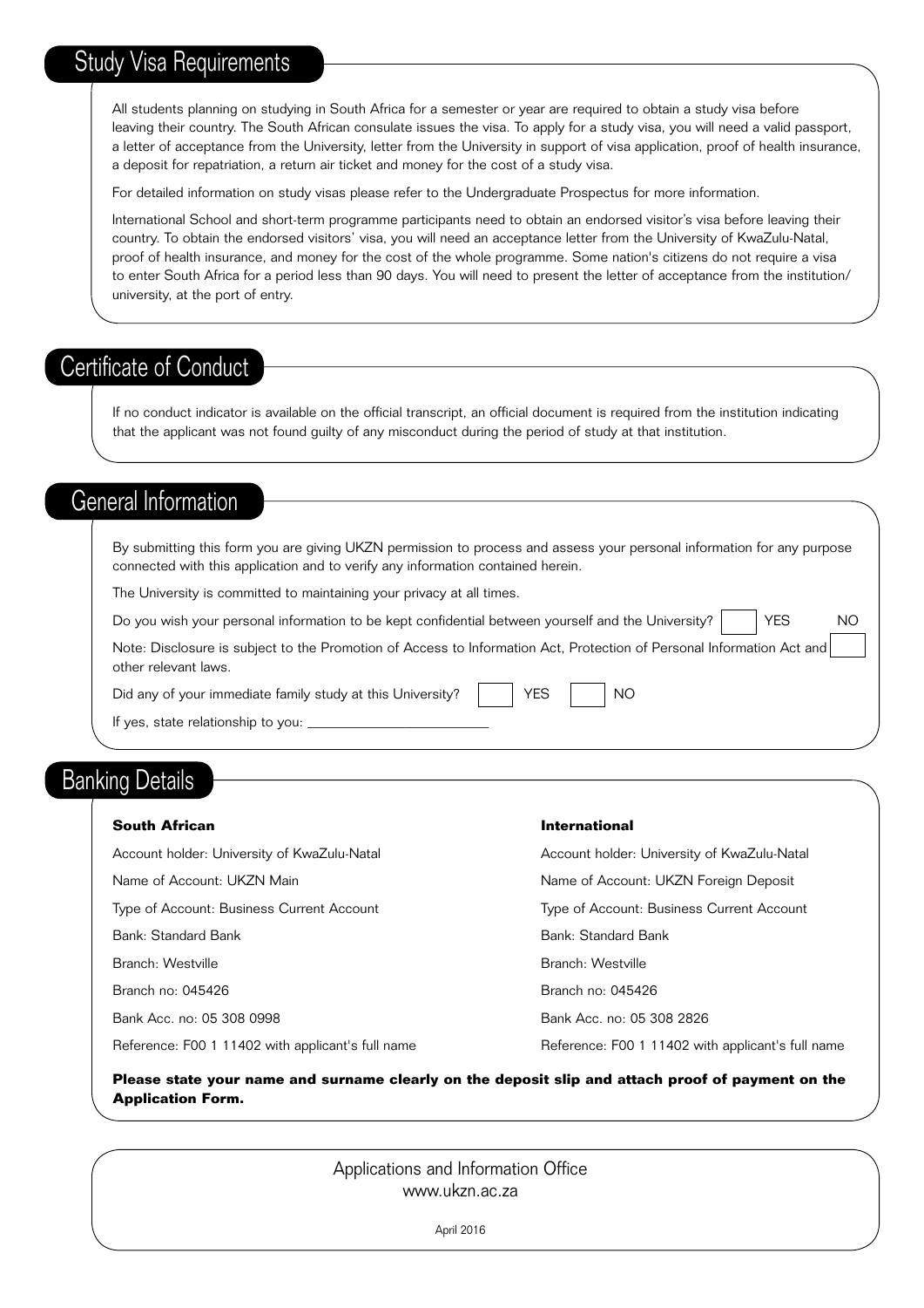## Study Visa Requirements

All students planning on studying in South Africa for a semester or year are required to obtain a study visa before leaving their country. The South African consulate issues the visa. To apply for a study visa, you will need a valid passport, a letter of acceptance from the University, letter from the University in support of visa application, proof of health insurance, a deposit for repatriation, a return air ticket and money for the cost of a study visa.

For detailed information on study visas please refer to the Undergraduate Prospectus for more information.

International School and short-term programme participants need to obtain an endorsed visitor's visa before leaving their country. To obtain the endorsed visitors' visa, you will need an acceptance letter from the University of KwaZulu-Natal, proof of health insurance, and money for the cost of the whole programme. Some nation's citizens do not require a visa to enter South Africa for a period less than 90 days. You will need to present the letter of acceptance from the institution/ university, at the port of entry.

## Certificate of Conduct

If no conduct indicator is available on the official transcript, an official document is required from the institution indicating that the applicant was not found guilty of any misconduct during the period of study at that institution.

## General Information

By submitting this form you are giving UKZN permission to process and assess your personal information for any purpose connected with this application and to verify any information contained herein.

The University is committed to maintaining your privacy at all times.

Do you wish your personal information to be kept confidential between yourself and the University? ☐ YES ☐ NO

Note: Disclosure is subject to the Promotion of Access to Information Act, Protection of Personal Information Act and other relevant laws.

Did any of your immediate family study at this University? ☐ YES ☐ NO

If yes, state relationship to you: ________________________

## Banking Details

**South African**

Account holder: University of KwaZulu-Natal

Name of Account: UKZN Main

Type of Account: Business Current Account

Bank: Standard Bank

Branch: Westville

Branch no: 045426

Bank Acc. no: 05 308 0998

Reference: F00 1 11402 with applicant's full name

**International**

Account holder: University of KwaZulu-Natal

Name of Account: UKZN Foreign Deposit

Type of Account: Business Current Account

Bank: Standard Bank

Branch: Westville

Branch no: 045426

Bank Acc. no: 05 308 2826

Reference: F00 1 11402 with applicant's full name

**Please state your name and surname clearly on the deposit slip and attach proof of payment on the Application Form.**

Applications and Information Office
www.ukzn.ac.za

April 2016